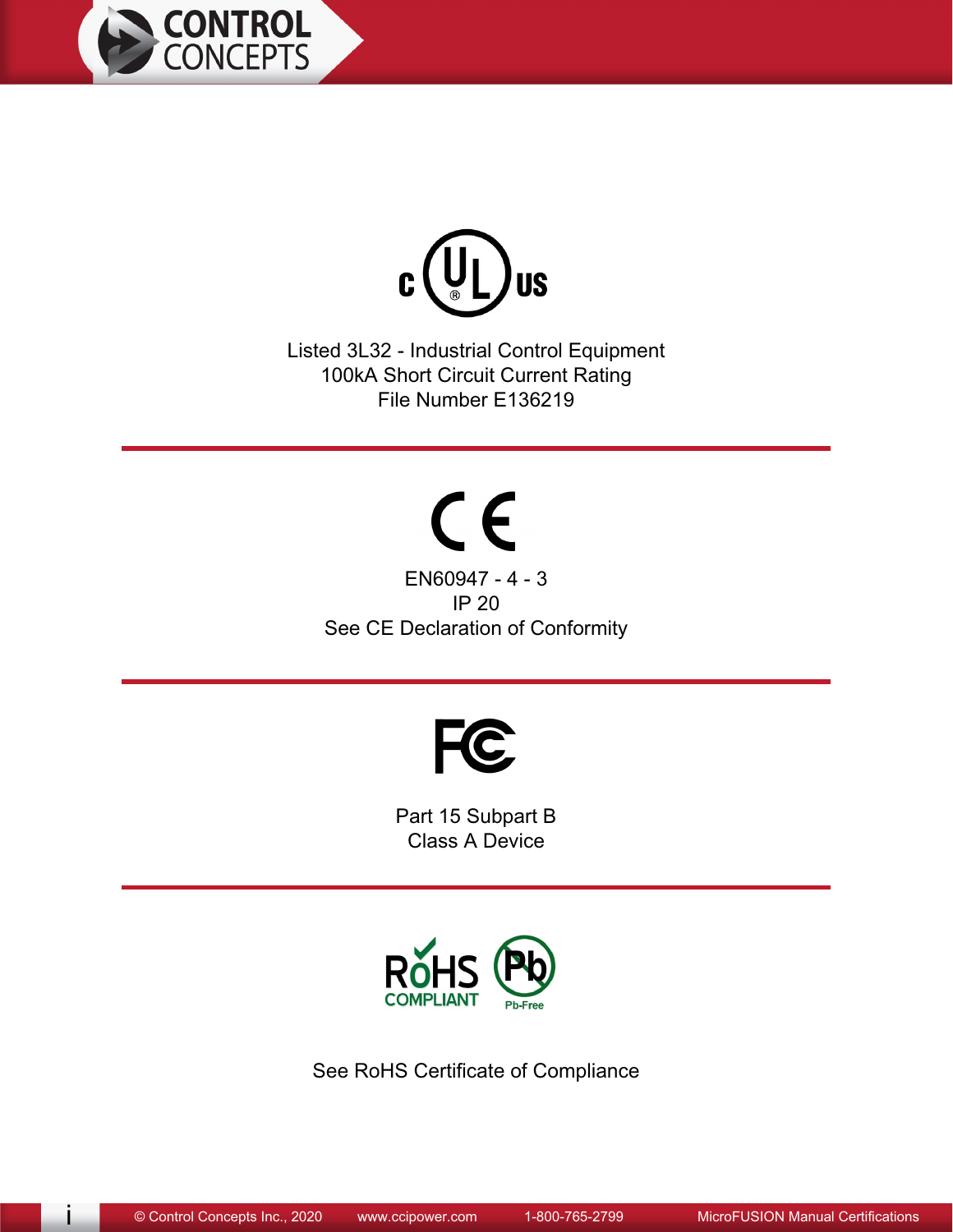Listed 3L32 - Industrial Control Equipment
100kA Short Circuit Current Rating
File Number E136219

---

EN60947 - 4 - 3
IP 20
See CE Declaration of Conformity

---

Part 15 Subpart B
Class A Device

---

See RoHS Certificate of Compliance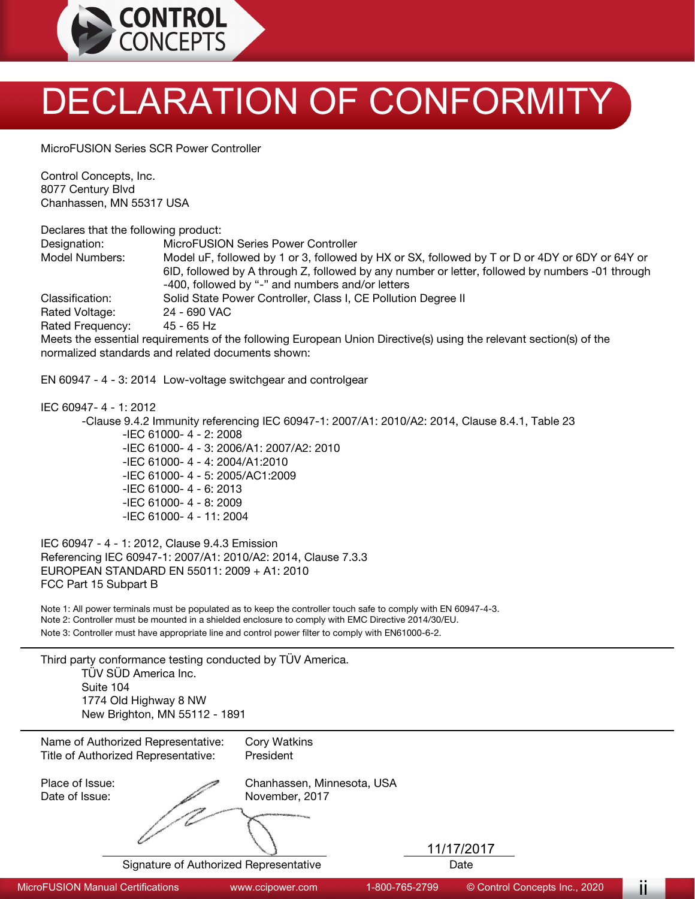# DECLARATION OF CONFORMITY

MicroFUSION Series SCR Power Controller

Control Concepts, Inc.
8077 Century Blvd
Chanhassen, MN 55317 USA

Declares that the following product:

| | |
|---|---|
| Designation: | MicroFUSION Series Power Controller |
| Model Numbers: | Model uF, followed by 1 or 3, followed by HX or SX, followed by T or D or 4DY or 6DY or 64Y or 6ID, followed by A through Z, followed by any number or letter, followed by numbers -01 through -400, followed by "-" and numbers and/or letters |
| Classification: | Solid State Power Controller, Class I, CE Pollution Degree II |
| Rated Voltage: | 24 - 690 VAC |
| Rated Frequency: | 45 - 65 Hz |

Meets the essential requirements of the following European Union Directive(s) using the relevant section(s) of the normalized standards and related documents shown:

EN 60947 - 4 - 3: 2014 Low-voltage switchgear and controlgear

IEC 60947- 4 - 1: 2012

- Clause 9.4.2 Immunity referencing IEC 60947-1: 2007/A1: 2010/A2: 2014, Clause 8.4.1, Table 23
  - IEC 61000- 4 - 2: 2008
  - IEC 61000- 4 - 3: 2006/A1: 2007/A2: 2010
  - IEC 61000- 4 - 4: 2004/A1:2010
  - IEC 61000- 4 - 5: 2005/AC1:2009
  - IEC 61000- 4 - 6: 2013
  - IEC 61000- 4 - 8: 2009
  - IEC 61000- 4 - 11: 2004

IEC 60947 - 4 - 1: 2012, Clause 9.4.3 Emission
Referencing IEC 60947-1: 2007/A1: 2010/A2: 2014, Clause 7.3.3
EUROPEAN STANDARD EN 55011: 2009 + A1: 2010
FCC Part 15 Subpart B

Note 1: All power terminals must be populated as to keep the controller touch safe to comply with EN 60947-4-3.
Note 2: Controller must be mounted in a shielded enclosure to comply with EMC Directive 2014/30/EU.
Note 3: Controller must have appropriate line and control power filter to comply with EN61000-6-2.

---

Third party conformance testing conducted by TÜV America.

TÜV SÜD America Inc.
Suite 104
1774 Old Highway 8 NW
New Brighton, MN 55112 - 1891

---

| | |
|---|---|
| Name of Authorized Representative: | Cory Watkins |
| Title of Authorized Representative: | President |
| Place of Issue: | Chanhassen, Minnesota, USA |
| Date of Issue: | November, 2017 |

Signature of Authorized Representative

11/17/2017
Date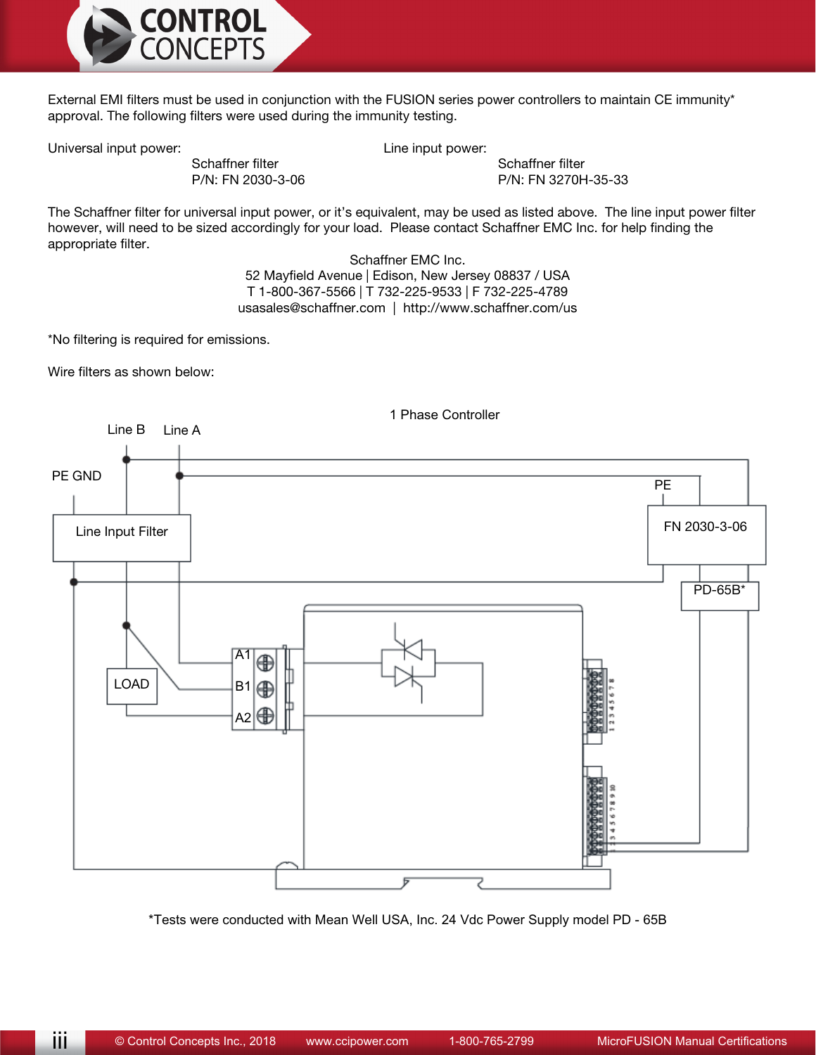External EMI filters must be used in conjunction with the FUSION series power controllers to maintain CE immunity* approval. The following filters were used during the immunity testing.

Universal input power:
Schaffner filter
P/N: FN 2030-3-06

Line input power:
Schaffner filter
P/N: FN 3270H-35-33

The Schaffner filter for universal input power, or it's equivalent, may be used as listed above. The line input power filter however, will need to be sized accordingly for your load. Please contact Schaffner EMC Inc. for help finding the appropriate filter.

Schaffner EMC Inc.
52 Mayfield Avenue | Edison, New Jersey 08837 / USA
T 1-800-367-5566 | T 732-225-9533 | F 732-225-4789
usasales@schaffner.com | http://www.schaffner.com/us

*No filtering is required for emissions.

Wire filters as shown below:

1 Phase Controller

Line B, Line A, PE GND, PE, Line Input Filter, FN 2030-3-06, PD-65B*, LOAD, A1, B1, A2

*Tests were conducted with Mean Well USA, Inc. 24 Vdc Power Supply model PD - 65B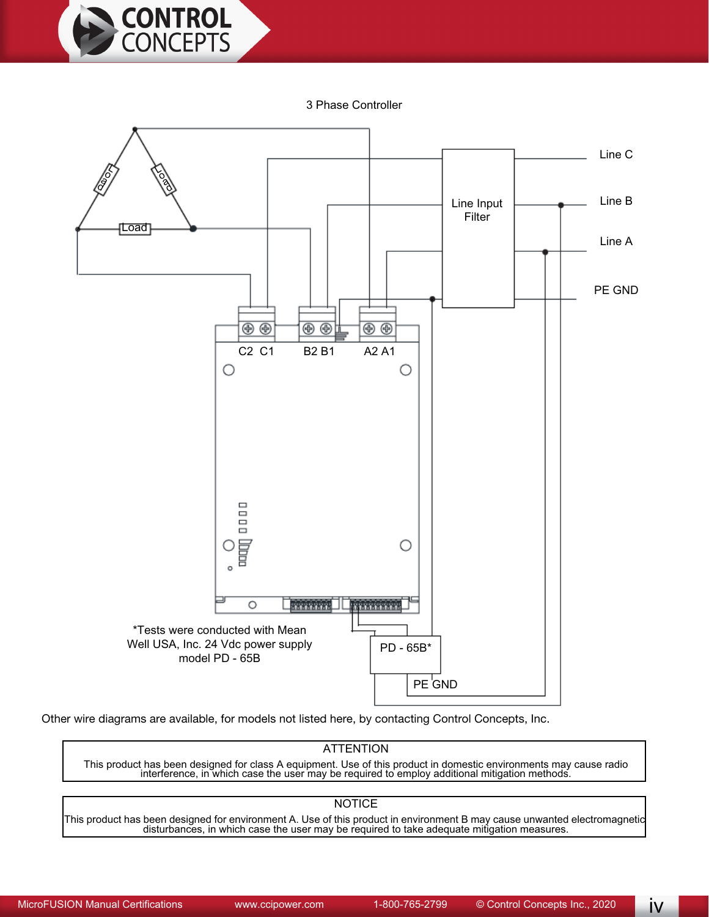3 Phase Controller

Line C

Line B

Line A

PE GND

Line Input Filter

Load

Load

Load

C2 C1

B2 B1

A2 A1

PD - 65B*

PE GND

*Tests were conducted with Mean Well USA, Inc. 24 Vdc power supply model PD - 65B

Other wire diagrams are available, for models not listed here, by contacting Control Concepts, Inc.

| ATTENTION |
| --- |
| This product has been designed for class A equipment. Use of this product in domestic environments may cause radio interference, in which case the user may be required to employ additional mitigation methods. |

| NOTICE |
| --- |
| This product has been designed for environment A. Use of this product in environment B may cause unwanted electromagnetic disturbances, in which case the user may be required to take adequate mitigation measures. |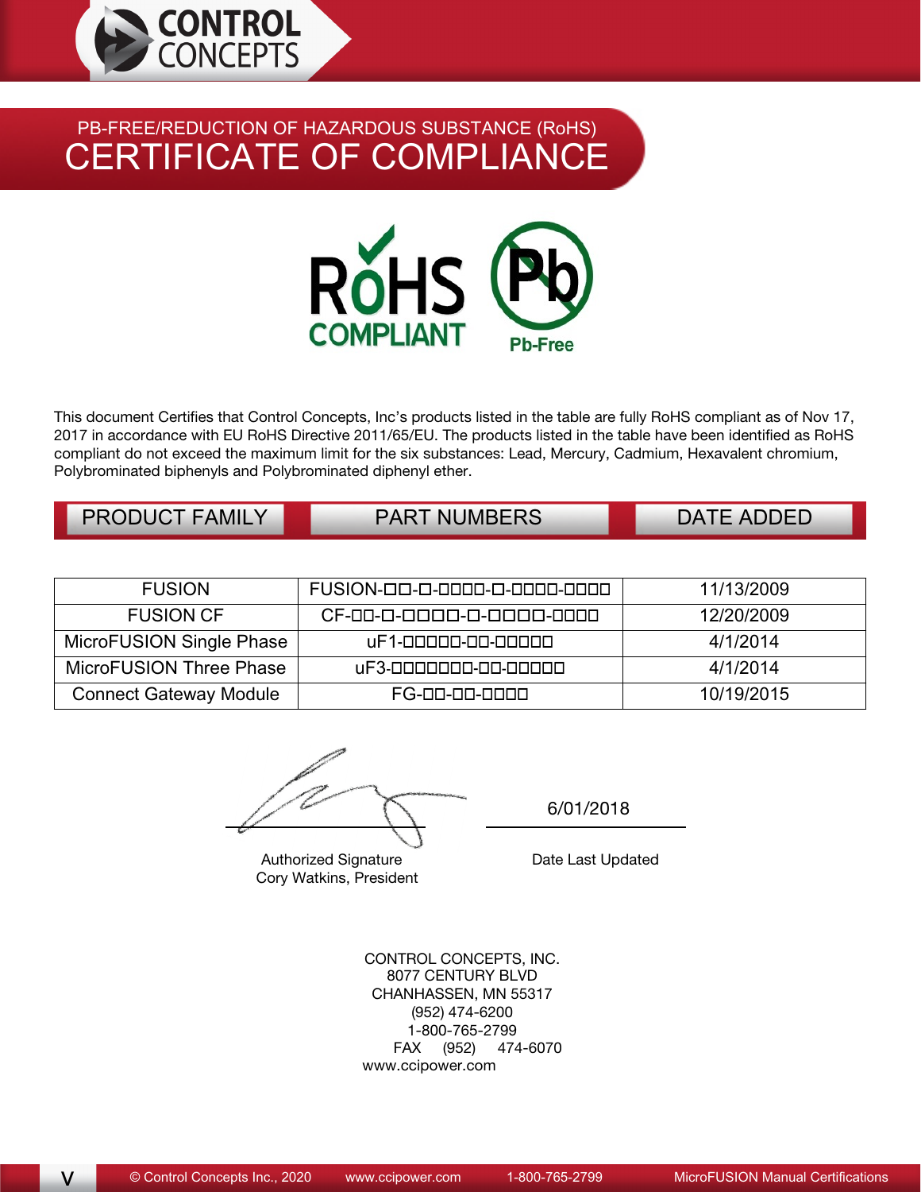## PB-FREE/REDUCTION OF HAZARDOUS SUBSTANCE (RoHS)

# CERTIFICATE OF COMPLIANCE

This document Certifies that Control Concepts, Inc's products listed in the table are fully RoHS compliant as of Nov 17, 2017 in accordance with EU RoHS Directive 2011/65/EU. The products listed in the table have been identified as RoHS compliant do not exceed the maximum limit for the six substances: Lead, Mercury, Cadmium, Hexavalent chromium, Polybrominated biphenyls and Polybrominated diphenyl ether.

| PRODUCT FAMILY | PART NUMBERS | DATE ADDED |
|---|---|---|
| FUSION | FUSION-□□-□-□□□□-□-□□□□-□□□□ | 11/13/2009 |
| FUSION CF | CF-□□-□-□□□□-□-□□□□-□□□□ | 12/20/2009 |
| MicroFUSION Single Phase | uF1-□□□□□-□□-□□□□□ | 4/1/2014 |
| MicroFUSION Three Phase | uF3-□□□□□□□-□□-□□□□□ | 4/1/2014 |
| Connect Gateway Module | FG-□□-□□-□□□□ | 10/19/2015 |

Authorized Signature
Cory Watkins, President

6/01/2018
Date Last Updated

CONTROL CONCEPTS, INC.
8077 CENTURY BLVD
CHANHASSEN, MN 55317
(952) 474-6200
1-800-765-2799
FAX (952) 474-6070
www.ccipower.com